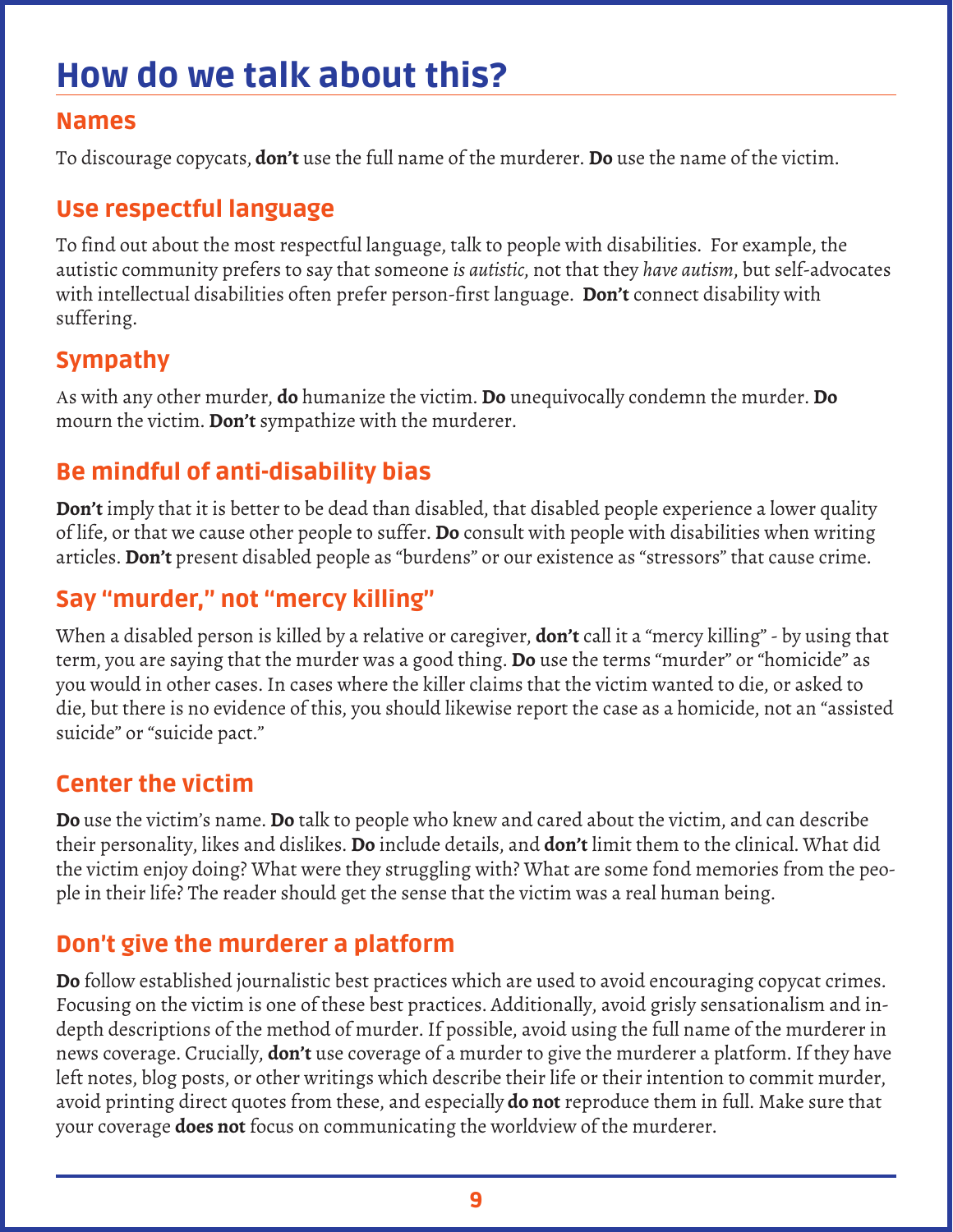# How do we talk about this?

## Names

To discourage copycats, **don't** use the full name of the murderer. **Do** use the name of the victim.

## Use respectful language

To find out about the most respectful language, talk to people with disabilities. For example, the autistic community prefers to say that someone *is autistic*, not that they *have autism*, but self-advocates with intellectual disabilities often prefer person-first language. **Don't** connect disability with suffering.

## Sympathy

As with any other murder, **do** humanize the victim. **Do** unequivocally condemn the murder. **Do** mourn the victim. **Don't** sympathize with the murderer.

## Be mindful of anti-disability bias

**Don't** imply that it is better to be dead than disabled, that disabled people experience a lower quality of life, or that we cause other people to suffer. **Do** consult with people with disabilities when writing articles. **Don't** present disabled people as "burdens" or our existence as "stressors" that cause crime.

## Say "murder," not "mercy killing"

When a disabled person is killed by a relative or caregiver, **don't** call it a "mercy killing" - by using that term, you are saying that the murder was a good thing. **Do** use the terms "murder" or "homicide" as you would in other cases. In cases where the killer claims that the victim wanted to die, or asked to die, but there is no evidence of this, you should likewise report the case as a homicide, not an "assisted suicide" or "suicide pact."

## Center the victim

**Do** use the victim's name. **Do** talk to people who knew and cared about the victim, and can describe their personality, likes and dislikes. **Do** include details, and **don't** limit them to the clinical. What did the victim enjoy doing? What were they struggling with? What are some fond memories from the people in their life? The reader should get the sense that the victim was a real human being.

## Don't give the murderer a platform

**Do** follow established journalistic best practices which are used to avoid encouraging copycat crimes. Focusing on the victim is one of these best practices. Additionally, avoid grisly sensationalism and in-depth descriptions of the method of murder. If possible, avoid using the full name of the murderer in news coverage. Crucially, **don't** use coverage of a murder to give the murderer a platform. If they have left notes, blog posts, or other writings which describe their life or their intention to commit murder, avoid printing direct quotes from these, and especially **do not** reproduce them in full. Make sure that your coverage **does not** focus on communicating the worldview of the murderer.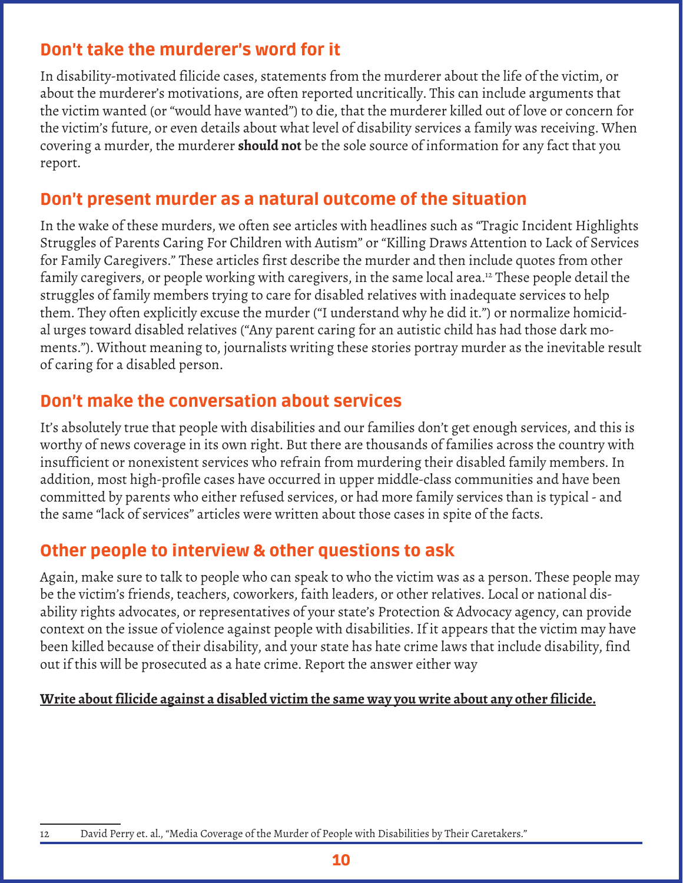## Don't take the murderer's word for it

In disability-motivated filicide cases, statements from the murderer about the life of the victim, or about the murderer's motivations, are often reported uncritically. This can include arguments that the victim wanted (or "would have wanted") to die, that the murderer killed out of love or concern for the victim's future, or even details about what level of disability services a family was receiving. When covering a murder, the murderer **should not** be the sole source of information for any fact that you report.

## Don't present murder as a natural outcome of the situation

In the wake of these murders, we often see articles with headlines such as "Tragic Incident Highlights Struggles of Parents Caring For Children with Autism" or "Killing Draws Attention to Lack of Services for Family Caregivers." These articles first describe the murder and then include quotes from other family caregivers, or people working with caregivers, in the same local area.[12] These people detail the struggles of family members trying to care for disabled relatives with inadequate services to help them. They often explicitly excuse the murder ("I understand why he did it.") or normalize homicidal urges toward disabled relatives ("Any parent caring for an autistic child has had those dark moments."). Without meaning to, journalists writing these stories portray murder as the inevitable result of caring for a disabled person.

## Don't make the conversation about services

It's absolutely true that people with disabilities and our families don't get enough services, and this is worthy of news coverage in its own right. But there are thousands of families across the country with insufficient or nonexistent services who refrain from murdering their disabled family members. In addition, most high-profile cases have occurred in upper middle-class communities and have been committed by parents who either refused services, or had more family services than is typical - and the same "lack of services" articles were written about those cases in spite of the facts.

## Other people to interview & other questions to ask

Again, make sure to talk to people who can speak to who the victim was as a person. These people may be the victim's friends, teachers, coworkers, faith leaders, or other relatives. Local or national disability rights advocates, or representatives of your state's Protection & Advocacy agency, can provide context on the issue of violence against people with disabilities. If it appears that the victim may have been killed because of their disability, and your state has hate crime laws that include disability, find out if this will be prosecuted as a hate crime. Report the answer either way

**Write about filicide against a disabled victim the same way you write about any other filicide.**

12 David Perry et. al., "Media Coverage of the Murder of People with Disabilities by Their Caretakers."